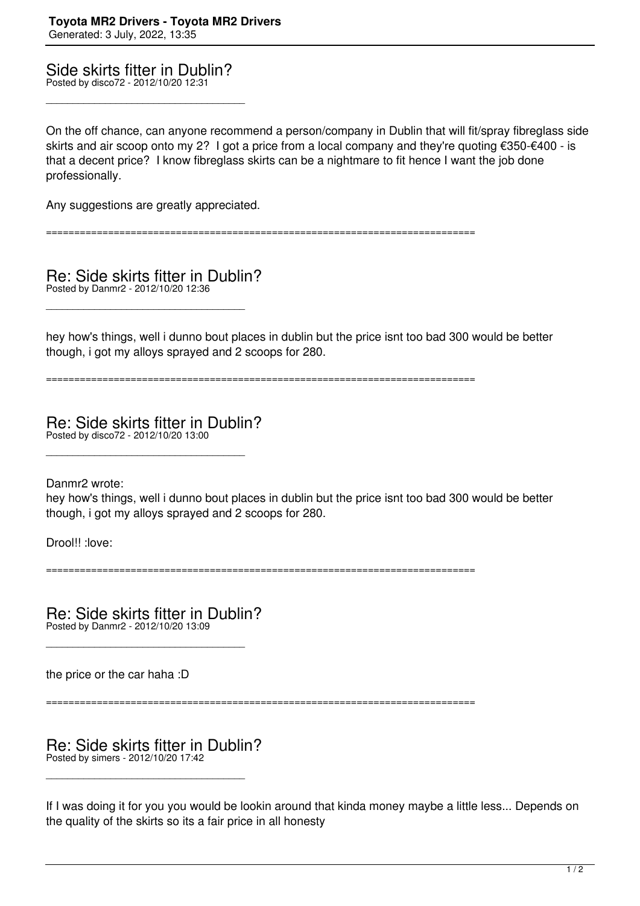## Side skirts fitter in Dublin?

Posted by disco72 - 2012/10/20 12:31

---

On the off chance, can anyone recommend a person/company in Dublin that will fit/spray fibreglass side skirts and air scoop onto my 2? I got a price from a local company and they're quoting €350-€400 - is that a decent price? I know fibreglass skirts can be a nightmare to fit hence I want the job done professionally.

Any suggestions are greatly appreciated.

============================================================================

## Re: Side skirts fitter in Dublin?

Posted by Danmr2 - 2012/10/20 12:36

---

hey how's things, well i dunno bout places in dublin but the price isnt too bad 300 would be better though, i got my alloys sprayed and 2 scoops for 280.

============================================================================

## Re: Side skirts fitter in Dublin?

Posted by disco72 - 2012/10/20 13:00

---

Danmr2 wrote:
hey how's things, well i dunno bout places in dublin but the price isnt too bad 300 would be better though, i got my alloys sprayed and 2 scoops for 280.

Drool!! :love:

============================================================================

## Re: Side skirts fitter in Dublin?

Posted by Danmr2 - 2012/10/20 13:09

---

the price or the car haha :D

============================================================================

## Re: Side skirts fitter in Dublin?

Posted by simers - 2012/10/20 17:42

---

If I was doing it for you you would be lookin around that kinda money maybe a little less... Depends on the quality of the skirts so its a fair price in all honesty